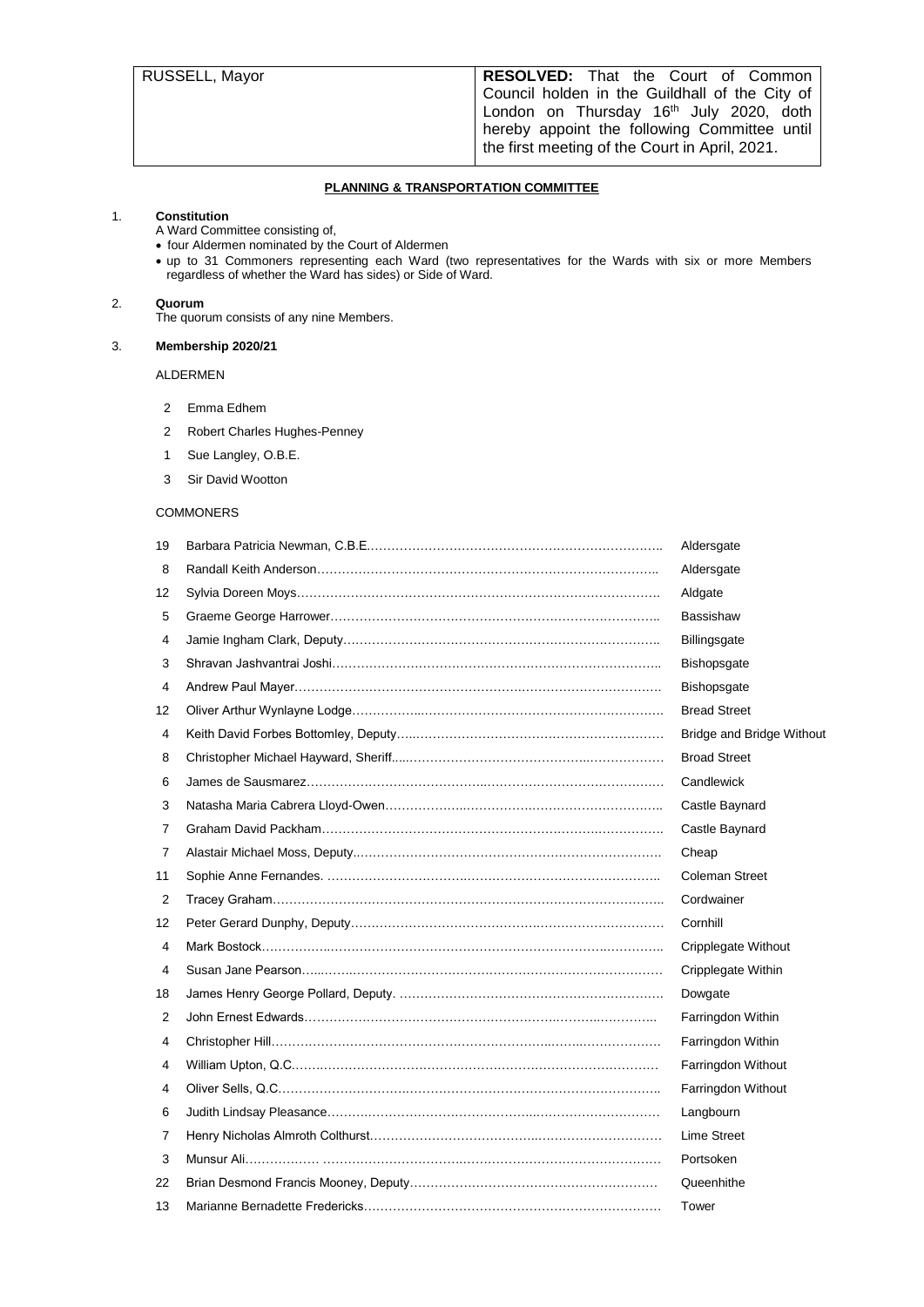| RUSSELL, Mayor | **RESOLVED:** That the Court of Common Council holden in the Guildhall of the City of London on Thursday 16th July 2020, doth hereby appoint the following Committee until the first meeting of the Court in April, 2021. |
|---|---|

## PLANNING & TRANSPORTATION COMMITTEE

1. **Constitution**
   A Ward Committee consisting of,
   - four Aldermen nominated by the Court of Aldermen
   - up to 31 Commoners representing each Ward (two representatives for the Wards with six or more Members regardless of whether the Ward has sides) or Side of Ward.

2. **Quorum**
   The quorum consists of any nine Members.

3. **Membership 2020/21**

ALDERMEN

| | |
|---|---|
| 2 | Emma Edhem |
| 2 | Robert Charles Hughes-Penney |
| 1 | Sue Langley, O.B.E. |
| 3 | Sir David Wootton |

COMMONERS

| | | |
|---|---|---|
| 19 | Barbara Patricia Newman, C.B.E. | Aldersgate |
| 8 | Randall Keith Anderson | Aldersgate |
| 12 | Sylvia Doreen Moys | Aldgate |
| 5 | Graeme George Harrower | Bassishaw |
| 4 | Jamie Ingham Clark, Deputy | Billingsgate |
| 3 | Shravan Jashvantrai Joshi | Bishopsgate |
| 4 | Andrew Paul Mayer | Bishopsgate |
| 12 | Oliver Arthur Wynlayne Lodge | Bread Street |
| 4 | Keith David Forbes Bottomley, Deputy | Bridge and Bridge Without |
| 8 | Christopher Michael Hayward, Sheriff | Broad Street |
| 6 | James de Sausmarez | Candlewick |
| 3 | Natasha Maria Cabrera Lloyd-Owen | Castle Baynard |
| 7 | Graham David Packham | Castle Baynard |
| 7 | Alastair Michael Moss, Deputy | Cheap |
| 11 | Sophie Anne Fernandes. | Coleman Street |
| 2 | Tracey Graham | Cordwainer |
| 12 | Peter Gerard Dunphy, Deputy | Cornhill |
| 4 | Mark Bostock | Cripplegate Without |
| 4 | Susan Jane Pearson | Cripplegate Within |
| 18 | James Henry George Pollard, Deputy. | Dowgate |
| 2 | John Ernest Edwards | Farringdon Within |
| 4 | Christopher Hill | Farringdon Within |
| 4 | William Upton, Q.C. | Farringdon Without |
| 4 | Oliver Sells, Q.C. | Farringdon Without |
| 6 | Judith Lindsay Pleasance | Langbourn |
| 7 | Henry Nicholas Almroth Colthurst | Lime Street |
| 3 | Munsur Ali | Portsoken |
| 22 | Brian Desmond Francis Mooney, Deputy | Queenhithe |
| 13 | Marianne Bernadette Fredericks | Tower |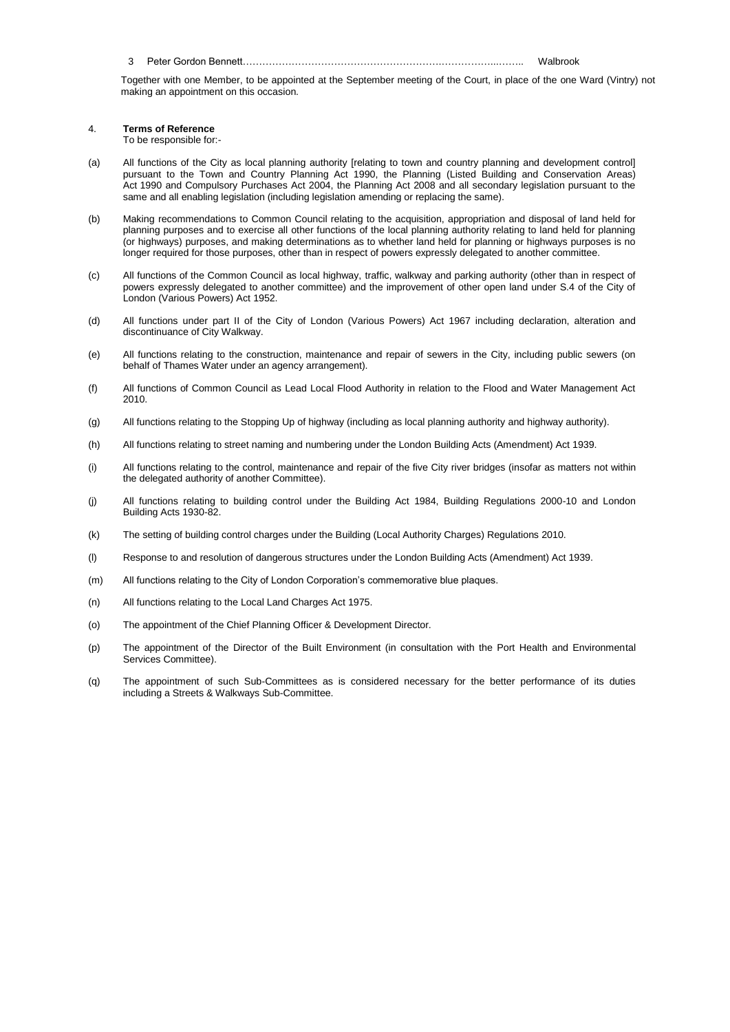3 Peter Gordon Bennett………………………………………………………….……………...…….. Walbrook

Together with one Member, to be appointed at the September meeting of the Court, in place of the one Ward (Vintry) not making an appointment on this occasion.

4. **Terms of Reference**

To be responsible for:-

(a) All functions of the City as local planning authority [relating to town and country planning and development control] pursuant to the Town and Country Planning Act 1990, the Planning (Listed Building and Conservation Areas) Act 1990 and Compulsory Purchases Act 2004, the Planning Act 2008 and all secondary legislation pursuant to the same and all enabling legislation (including legislation amending or replacing the same).

(b) Making recommendations to Common Council relating to the acquisition, appropriation and disposal of land held for planning purposes and to exercise all other functions of the local planning authority relating to land held for planning (or highways) purposes, and making determinations as to whether land held for planning or highways purposes is no longer required for those purposes, other than in respect of powers expressly delegated to another committee.

(c) All functions of the Common Council as local highway, traffic, walkway and parking authority (other than in respect of powers expressly delegated to another committee) and the improvement of other open land under S.4 of the City of London (Various Powers) Act 1952.

(d) All functions under part II of the City of London (Various Powers) Act 1967 including declaration, alteration and discontinuance of City Walkway.

(e) All functions relating to the construction, maintenance and repair of sewers in the City, including public sewers (on behalf of Thames Water under an agency arrangement).

(f) All functions of Common Council as Lead Local Flood Authority in relation to the Flood and Water Management Act 2010.

(g) All functions relating to the Stopping Up of highway (including as local planning authority and highway authority).

(h) All functions relating to street naming and numbering under the London Building Acts (Amendment) Act 1939.

(i) All functions relating to the control, maintenance and repair of the five City river bridges (insofar as matters not within the delegated authority of another Committee).

(j) All functions relating to building control under the Building Act 1984, Building Regulations 2000-10 and London Building Acts 1930-82.

(k) The setting of building control charges under the Building (Local Authority Charges) Regulations 2010.

(l) Response to and resolution of dangerous structures under the London Building Acts (Amendment) Act 1939.

(m) All functions relating to the City of London Corporation's commemorative blue plaques.

(n) All functions relating to the Local Land Charges Act 1975.

(o) The appointment of the Chief Planning Officer & Development Director.

(p) The appointment of the Director of the Built Environment (in consultation with the Port Health and Environmental Services Committee).

(q) The appointment of such Sub-Committees as is considered necessary for the better performance of its duties including a Streets & Walkways Sub-Committee.